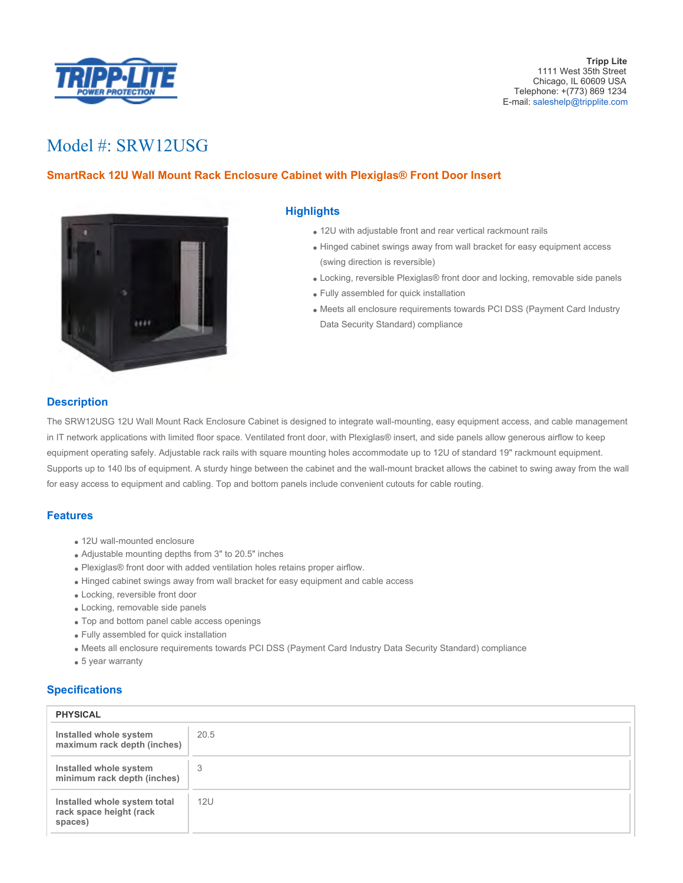**Tripp Lite**
1111 West 35th Street
Chicago, IL 60609 USA
Telephone: +(773) 869 1234
E-mail: saleshelp@tripplite.com

# Model #: SRW12USG

## SmartRack 12U Wall Mount Rack Enclosure Cabinet with Plexiglas® Front Door Insert

## Highlights

- 12U with adjustable front and rear vertical rackmount rails
- Hinged cabinet swings away from wall bracket for easy equipment access (swing direction is reversible)
- Locking, reversible Plexiglas® front door and locking, removable side panels
- Fully assembled for quick installation
- Meets all enclosure requirements towards PCI DSS (Payment Card Industry Data Security Standard) compliance

## Description

The SRW12USG 12U Wall Mount Rack Enclosure Cabinet is designed to integrate wall-mounting, easy equipment access, and cable management in IT network applications with limited floor space. Ventilated front door, with Plexiglas® insert, and side panels allow generous airflow to keep equipment operating safely. Adjustable rack rails with square mounting holes accommodate up to 12U of standard 19" rackmount equipment. Supports up to 140 lbs of equipment. A sturdy hinge between the cabinet and the wall-mount bracket allows the cabinet to swing away from the wall for easy access to equipment and cabling. Top and bottom panels include convenient cutouts for cable routing.

## Features

- 12U wall-mounted enclosure
- Adjustable mounting depths from 3" to 20.5" inches
- Plexiglas® front door with added ventilation holes retains proper airflow.
- Hinged cabinet swings away from wall bracket for easy equipment and cable access
- Locking, reversible front door
- Locking, removable side panels
- Top and bottom panel cable access openings
- Fully assembled for quick installation
- Meets all enclosure requirements towards PCI DSS (Payment Card Industry Data Security Standard) compliance
- 5 year warranty

## Specifications

| PHYSICAL | |
|---|---|
| **Installed whole system maximum rack depth (inches)** | 20.5 |
| **Installed whole system minimum rack depth (inches)** | 3 |
| **Installed whole system total rack space height (rack spaces)** | 12U |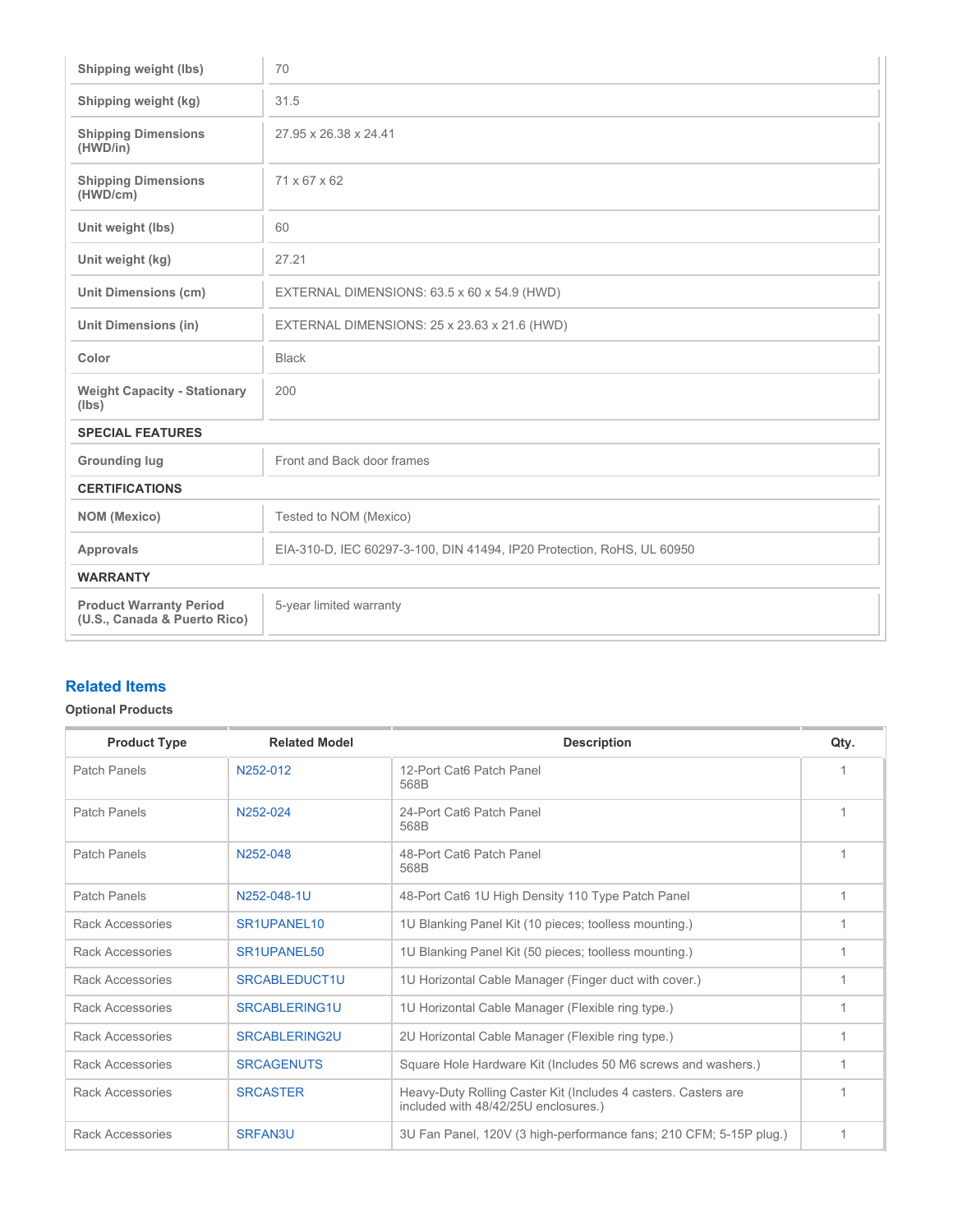| | |
|---|---|
| **Shipping weight (lbs)** | 70 |
| **Shipping weight (kg)** | 31.5 |
| **Shipping Dimensions (HWD/in)** | 27.95 x 26.38 x 24.41 |
| **Shipping Dimensions (HWD/cm)** | 71 x 67 x 62 |
| **Unit weight (lbs)** | 60 |
| **Unit weight (kg)** | 27.21 |
| **Unit Dimensions (cm)** | EXTERNAL DIMENSIONS: 63.5 x 60 x 54.9 (HWD) |
| **Unit Dimensions (in)** | EXTERNAL DIMENSIONS: 25 x 23.63 x 21.6 (HWD) |
| **Color** | Black |
| **Weight Capacity - Stationary (lbs)** | 200 |
| **SPECIAL FEATURES** | |
| **Grounding lug** | Front and Back door frames |
| **CERTIFICATIONS** | |
| **NOM (Mexico)** | Tested to NOM (Mexico) |
| **Approvals** | EIA-310-D, IEC 60297-3-100, DIN 41494, IP20 Protection, RoHS, UL 60950 |
| **WARRANTY** | |
| **Product Warranty Period (U.S., Canada & Puerto Rico)** | 5-year limited warranty |

## Related Items

**Optional Products**

| Product Type | Related Model | Description | Qty. |
|---|---|---|---|
| Patch Panels | N252-012 | 12-Port Cat6 Patch Panel 568B | 1 |
| Patch Panels | N252-024 | 24-Port Cat6 Patch Panel 568B | 1 |
| Patch Panels | N252-048 | 48-Port Cat6 Patch Panel 568B | 1 |
| Patch Panels | N252-048-1U | 48-Port Cat6 1U High Density 110 Type Patch Panel | 1 |
| Rack Accessories | SR1UPANEL10 | 1U Blanking Panel Kit (10 pieces; toolless mounting.) | 1 |
| Rack Accessories | SR1UPANEL50 | 1U Blanking Panel Kit (50 pieces; toolless mounting.) | 1 |
| Rack Accessories | SRCABLEDUCT1U | 1U Horizontal Cable Manager (Finger duct with cover.) | 1 |
| Rack Accessories | SRCABLERING1U | 1U Horizontal Cable Manager (Flexible ring type.) | 1 |
| Rack Accessories | SRCABLERING2U | 2U Horizontal Cable Manager (Flexible ring type.) | 1 |
| Rack Accessories | SRCAGENUTS | Square Hole Hardware Kit (Includes 50 M6 screws and washers.) | 1 |
| Rack Accessories | SRCASTER | Heavy-Duty Rolling Caster Kit (Includes 4 casters. Casters are included with 48/42/25U enclosures.) | 1 |
| Rack Accessories | SRFAN3U | 3U Fan Panel, 120V (3 high-performance fans; 210 CFM; 5-15P plug.) | 1 |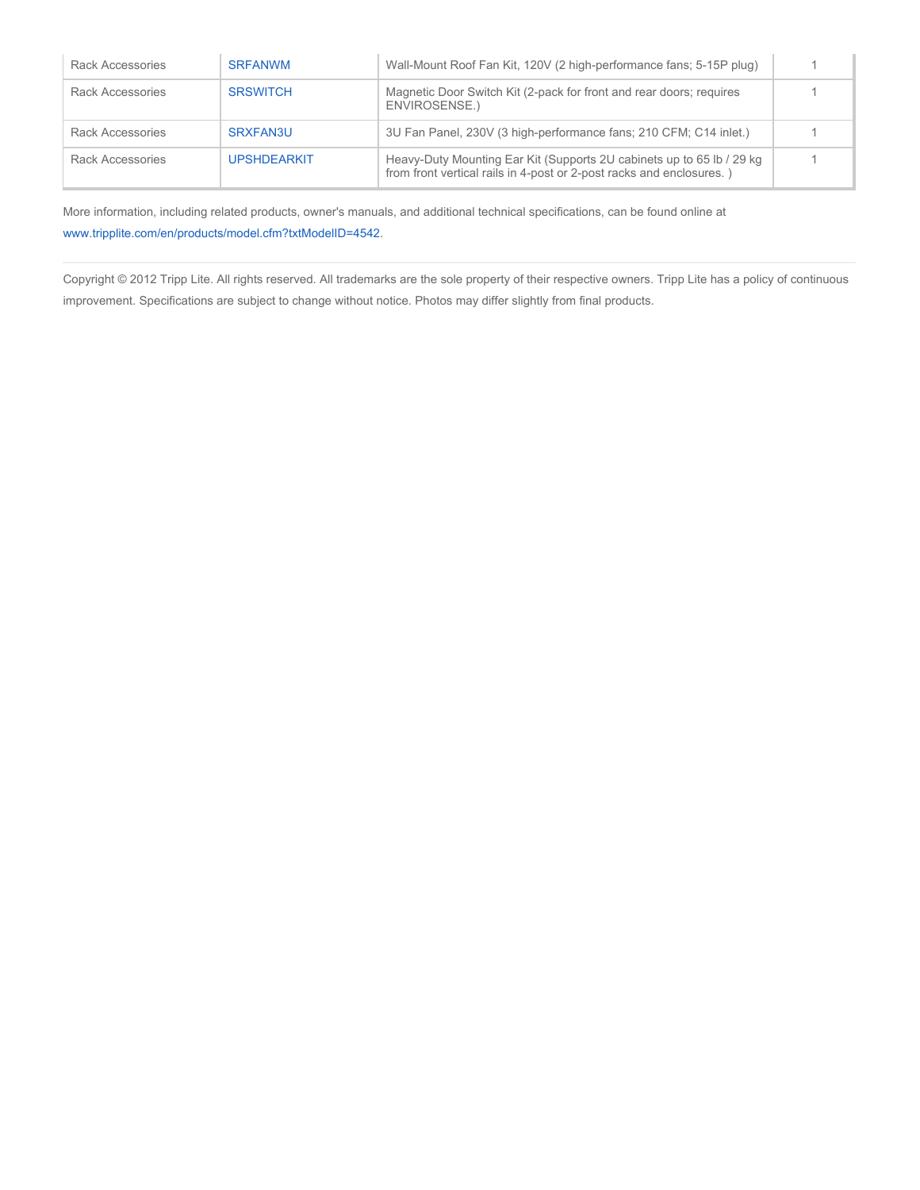| | | | |
|---|---|---|---|
| Rack Accessories | SRFANWM | Wall-Mount Roof Fan Kit, 120V (2 high-performance fans; 5-15P plug) | 1 |
| Rack Accessories | SRSWITCH | Magnetic Door Switch Kit (2-pack for front and rear doors; requires ENVIROSENSE.) | 1 |
| Rack Accessories | SRXFAN3U | 3U Fan Panel, 230V (3 high-performance fans; 210 CFM; C14 inlet.) | 1 |
| Rack Accessories | UPSHDEARKIT | Heavy-Duty Mounting Ear Kit (Supports 2U cabinets up to 65 lb / 29 kg from front vertical rails in 4-post or 2-post racks and enclosures. ) | 1 |

More information, including related products, owner's manuals, and additional technical specifications, can be found online at www.tripplite.com/en/products/model.cfm?txtModelID=4542.

Copyright © 2012 Tripp Lite. All rights reserved. All trademarks are the sole property of their respective owners. Tripp Lite has a policy of continuous improvement. Specifications are subject to change without notice. Photos may differ slightly from final products.